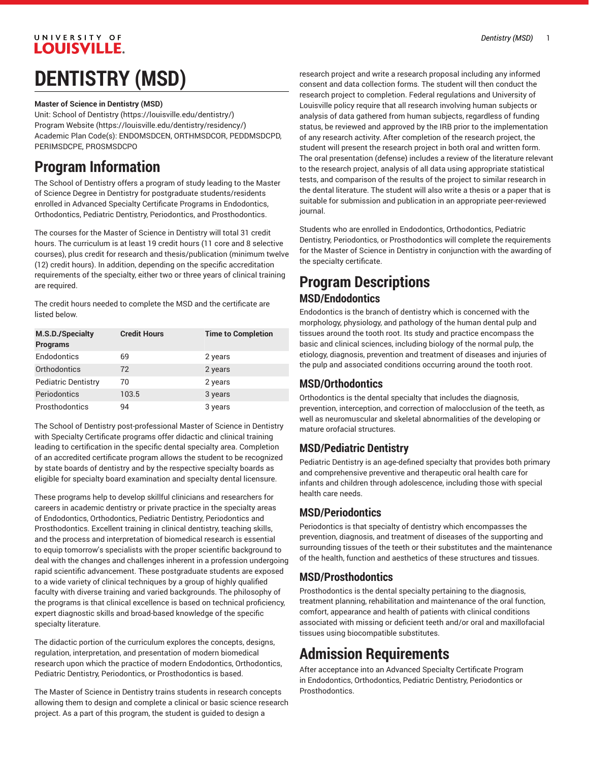# DENTISTRY (MSD)

**Master of Science in Dentistry (MSD)**
Unit: School of Dentistry (https://louisville.edu/dentistry/)
Program Website (https://louisville.edu/dentistry/residency/)
Academic Plan Code(s): ENDOMSDCEN, ORTHMSDCOR, PEDDMSDCPD, PERIMSDCPE, PROSMSDCPO

## Program Information

The School of Dentistry offers a program of study leading to the Master of Science Degree in Dentistry for postgraduate students/residents enrolled in Advanced Specialty Certificate Programs in Endodontics, Orthodontics, Pediatric Dentistry, Periodontics, and Prosthodontics.

The courses for the Master of Science in Dentistry will total 31 credit hours. The curriculum is at least 19 credit hours (11 core and 8 selective courses), plus credit for research and thesis/publication (minimum twelve (12) credit hours). In addition, depending on the specific accreditation requirements of the specialty, either two or three years of clinical training are required.

The credit hours needed to complete the MSD and the certificate are listed below.

| M.S.D./Specialty Programs | Credit Hours | Time to Completion |
|---|---|---|
| Endodontics | 69 | 2 years |
| Orthodontics | 72 | 2 years |
| Pediatric Dentistry | 70 | 2 years |
| Periodontics | 103.5 | 3 years |
| Prosthodontics | 94 | 3 years |

The School of Dentistry post-professional Master of Science in Dentistry with Specialty Certificate programs offer didactic and clinical training leading to certification in the specific dental specialty area. Completion of an accredited certificate program allows the student to be recognized by state boards of dentistry and by the respective specialty boards as eligible for specialty board examination and specialty dental licensure.

These programs help to develop skillful clinicians and researchers for careers in academic dentistry or private practice in the specialty areas of Endodontics, Orthodontics, Pediatric Dentistry, Periodontics and Prosthodontics. Excellent training in clinical dentistry, teaching skills, and the process and interpretation of biomedical research is essential to equip tomorrow's specialists with the proper scientific background to deal with the changes and challenges inherent in a profession undergoing rapid scientific advancement. These postgraduate students are exposed to a wide variety of clinical techniques by a group of highly qualified faculty with diverse training and varied backgrounds. The philosophy of the programs is that clinical excellence is based on technical proficiency, expert diagnostic skills and broad-based knowledge of the specific specialty literature.

The didactic portion of the curriculum explores the concepts, designs, regulation, interpretation, and presentation of modern biomedical research upon which the practice of modern Endodontics, Orthodontics, Pediatric Dentistry, Periodontics, or Prosthodontics is based.

The Master of Science in Dentistry trains students in research concepts allowing them to design and complete a clinical or basic science research project. As a part of this program, the student is guided to design a research project and write a research proposal including any informed consent and data collection forms. The student will then conduct the research project to completion. Federal regulations and University of Louisville policy require that all research involving human subjects or analysis of data gathered from human subjects, regardless of funding status, be reviewed and approved by the IRB prior to the implementation of any research activity. After completion of the research project, the student will present the research project in both oral and written form. The oral presentation (defense) includes a review of the literature relevant to the research project, analysis of all data using appropriate statistical tests, and comparison of the results of the project to similar research in the dental literature. The student will also write a thesis or a paper that is suitable for submission and publication in an appropriate peer-reviewed journal.

Students who are enrolled in Endodontics, Orthodontics, Pediatric Dentistry, Periodontics, or Prosthodontics will complete the requirements for the Master of Science in Dentistry in conjunction with the awarding of the specialty certificate.

## Program Descriptions

### MSD/Endodontics

Endodontics is the branch of dentistry which is concerned with the morphology, physiology, and pathology of the human dental pulp and tissues around the tooth root. Its study and practice encompass the basic and clinical sciences, including biology of the normal pulp, the etiology, diagnosis, prevention and treatment of diseases and injuries of the pulp and associated conditions occurring around the tooth root.

### MSD/Orthodontics

Orthodontics is the dental specialty that includes the diagnosis, prevention, interception, and correction of malocclusion of the teeth, as well as neuromuscular and skeletal abnormalities of the developing or mature orofacial structures.

### MSD/Pediatric Dentistry

Pediatric Dentistry is an age-defined specialty that provides both primary and comprehensive preventive and therapeutic oral health care for infants and children through adolescence, including those with special health care needs.

### MSD/Periodontics

Periodontics is that specialty of dentistry which encompasses the prevention, diagnosis, and treatment of diseases of the supporting and surrounding tissues of the teeth or their substitutes and the maintenance of the health, function and aesthetics of these structures and tissues.

### MSD/Prosthodontics

Prosthodontics is the dental specialty pertaining to the diagnosis, treatment planning, rehabilitation and maintenance of the oral function, comfort, appearance and health of patients with clinical conditions associated with missing or deficient teeth and/or oral and maxillofacial tissues using biocompatible substitutes.

## Admission Requirements

After acceptance into an Advanced Specialty Certificate Program in Endodontics, Orthodontics, Pediatric Dentistry, Periodontics or Prosthodontics.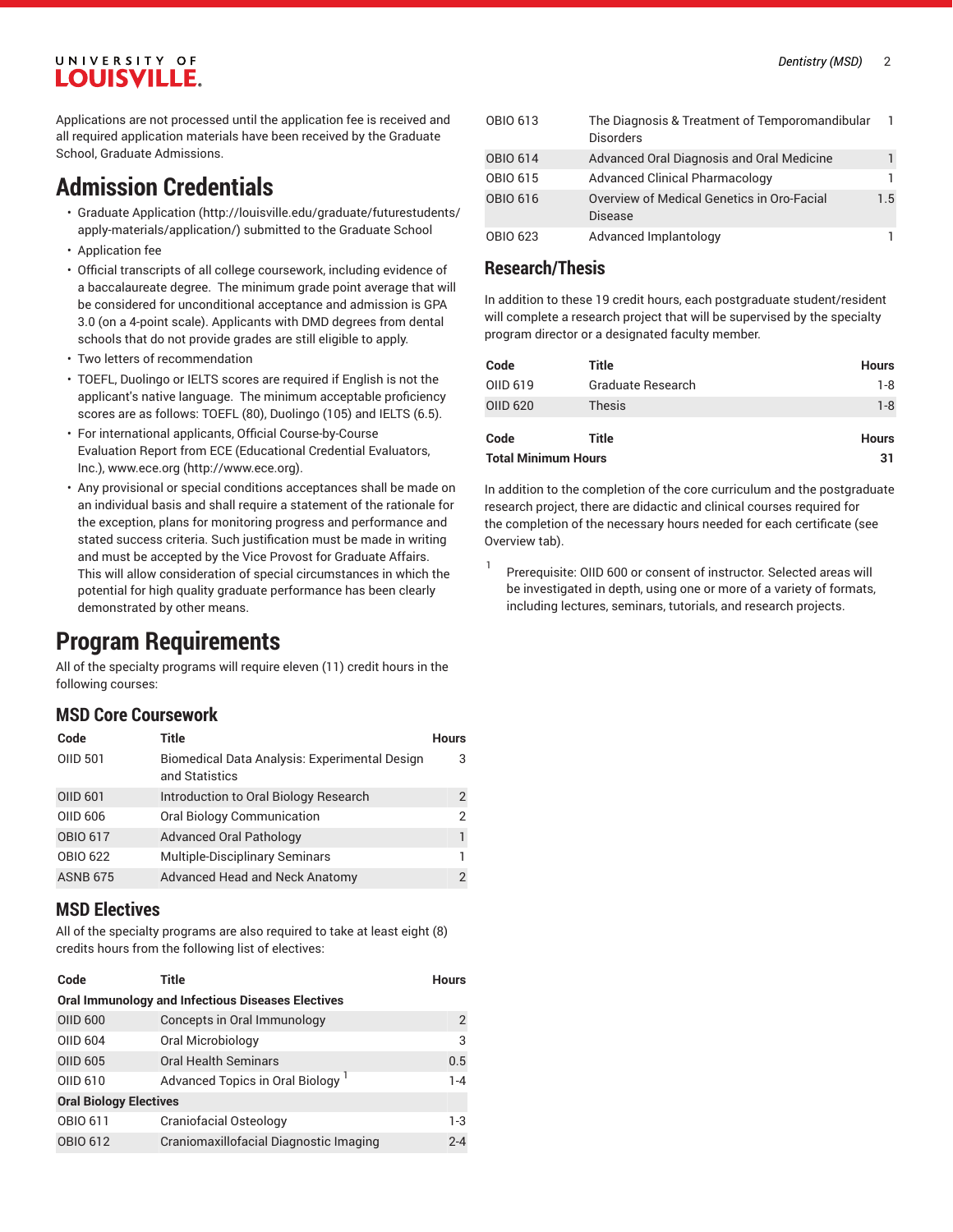Applications are not processed until the application fee is received and all required application materials have been received by the Graduate School, Graduate Admissions.

## Admission Credentials

- Graduate Application (http://louisville.edu/graduate/futurestudents/apply-materials/application/) submitted to the Graduate School
- Application fee
- Official transcripts of all college coursework, including evidence of a baccalaureate degree.  The minimum grade point average that will be considered for unconditional acceptance and admission is GPA 3.0 (on a 4-point scale). Applicants with DMD degrees from dental schools that do not provide grades are still eligible to apply.
- Two letters of recommendation
- TOEFL, Duolingo or IELTS scores are required if English is not the applicant's native language.  The minimum acceptable proficiency scores are as follows: TOEFL (80), Duolingo (105) and IELTS (6.5).
- For international applicants, Official Course-by-Course Evaluation Report from ECE (Educational Credential Evaluators, Inc.), www.ece.org (http://www.ece.org).
- Any provisional or special conditions acceptances shall be made on an individual basis and shall require a statement of the rationale for the exception, plans for monitoring progress and performance and stated success criteria. Such justification must be made in writing and must be accepted by the Vice Provost for Graduate Affairs. This will allow consideration of special circumstances in which the potential for high quality graduate performance has been clearly demonstrated by other means.

## Program Requirements

All of the specialty programs will require eleven (11) credit hours in the following courses:

### MSD Core Coursework

| Code | Title | Hours |
|---|---|---|
| OIID 501 | Biomedical Data Analysis: Experimental Design and Statistics | 3 |
| OIID 601 | Introduction to Oral Biology Research | 2 |
| OIID 606 | Oral Biology Communication | 2 |
| OBIO 617 | Advanced Oral Pathology | 1 |
| OBIO 622 | Multiple-Disciplinary Seminars | 1 |
| ASNB 675 | Advanced Head and Neck Anatomy | 2 |

### MSD Electives

All of the specialty programs are also required to take at least eight (8) credits hours from the following list of electives:

| Code | Title | Hours |
|---|---|---|
| **Oral Immunology and Infectious Diseases Electives** | | |
| OIID 600 | Concepts in Oral Immunology | 2 |
| OIID 604 | Oral Microbiology | 3 |
| OIID 605 | Oral Health Seminars | 0.5 |
| OIID 610 | Advanced Topics in Oral Biology [1] | 1-4 |
| **Oral Biology Electives** | | |
| OBIO 611 | Craniofacial Osteology | 1-3 |
| OBIO 612 | Craniomaxillofacial Diagnostic Imaging | 2-4 |
| OBIO 613 | The Diagnosis & Treatment of Temporomandibular Disorders | 1 |
| OBIO 614 | Advanced Oral Diagnosis and Oral Medicine | 1 |
| OBIO 615 | Advanced Clinical Pharmacology | 1 |
| OBIO 616 | Overview of Medical Genetics in Oro-Facial Disease | 1.5 |
| OBIO 623 | Advanced Implantology | 1 |

### Research/Thesis

In addition to these 19 credit hours, each postgraduate student/resident will complete a research project that will be supervised by the specialty program director or a designated faculty member.

| Code | Title | Hours |
|---|---|---|
| OIID 619 | Graduate Research | 1-8 |
| OIID 620 | Thesis | 1-8 |

| Code | Title | Hours |
|---|---|---|
| **Total Minimum Hours** | | **31** |

In addition to the completion of the core curriculum and the postgraduate research project, there are didactic and clinical courses required for the completion of the necessary hours needed for each certificate (see Overview tab).

[1] Prerequisite: OIID 600 or consent of instructor. Selected areas will be investigated in depth, using one or more of a variety of formats, including lectures, seminars, tutorials, and research projects.